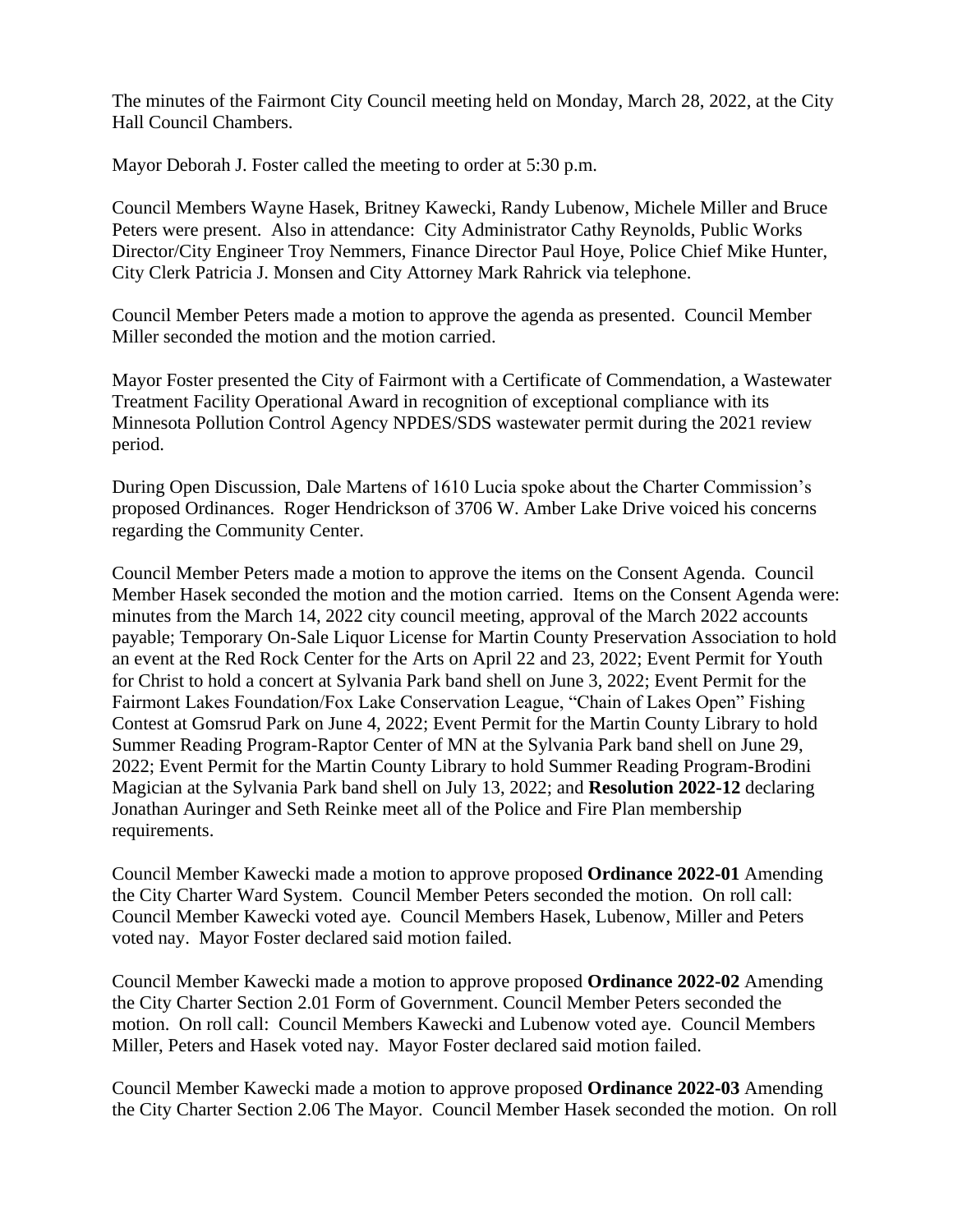The minutes of the Fairmont City Council meeting held on Monday, March 28, 2022, at the City Hall Council Chambers.

Mayor Deborah J. Foster called the meeting to order at 5:30 p.m.

Council Members Wayne Hasek, Britney Kawecki, Randy Lubenow, Michele Miller and Bruce Peters were present. Also in attendance: City Administrator Cathy Reynolds, Public Works Director/City Engineer Troy Nemmers, Finance Director Paul Hoye, Police Chief Mike Hunter, City Clerk Patricia J. Monsen and City Attorney Mark Rahrick via telephone.

Council Member Peters made a motion to approve the agenda as presented. Council Member Miller seconded the motion and the motion carried.

Mayor Foster presented the City of Fairmont with a Certificate of Commendation, a Wastewater Treatment Facility Operational Award in recognition of exceptional compliance with its Minnesota Pollution Control Agency NPDES/SDS wastewater permit during the 2021 review period.

During Open Discussion, Dale Martens of 1610 Lucia spoke about the Charter Commission's proposed Ordinances. Roger Hendrickson of 3706 W. Amber Lake Drive voiced his concerns regarding the Community Center.

Council Member Peters made a motion to approve the items on the Consent Agenda. Council Member Hasek seconded the motion and the motion carried. Items on the Consent Agenda were: minutes from the March 14, 2022 city council meeting, approval of the March 2022 accounts payable; Temporary On-Sale Liquor License for Martin County Preservation Association to hold an event at the Red Rock Center for the Arts on April 22 and 23, 2022; Event Permit for Youth for Christ to hold a concert at Sylvania Park band shell on June 3, 2022; Event Permit for the Fairmont Lakes Foundation/Fox Lake Conservation League, "Chain of Lakes Open" Fishing Contest at Gomsrud Park on June 4, 2022; Event Permit for the Martin County Library to hold Summer Reading Program-Raptor Center of MN at the Sylvania Park band shell on June 29, 2022; Event Permit for the Martin County Library to hold Summer Reading Program-Brodini Magician at the Sylvania Park band shell on July 13, 2022; and **Resolution 2022-12** declaring Jonathan Auringer and Seth Reinke meet all of the Police and Fire Plan membership requirements.

Council Member Kawecki made a motion to approve proposed **Ordinance 2022-01** Amending the City Charter Ward System. Council Member Peters seconded the motion. On roll call: Council Member Kawecki voted aye. Council Members Hasek, Lubenow, Miller and Peters voted nay. Mayor Foster declared said motion failed.

Council Member Kawecki made a motion to approve proposed **Ordinance 2022-02** Amending the City Charter Section 2.01 Form of Government. Council Member Peters seconded the motion. On roll call: Council Members Kawecki and Lubenow voted aye. Council Members Miller, Peters and Hasek voted nay. Mayor Foster declared said motion failed.

Council Member Kawecki made a motion to approve proposed **Ordinance 2022-03** Amending the City Charter Section 2.06 The Mayor. Council Member Hasek seconded the motion. On roll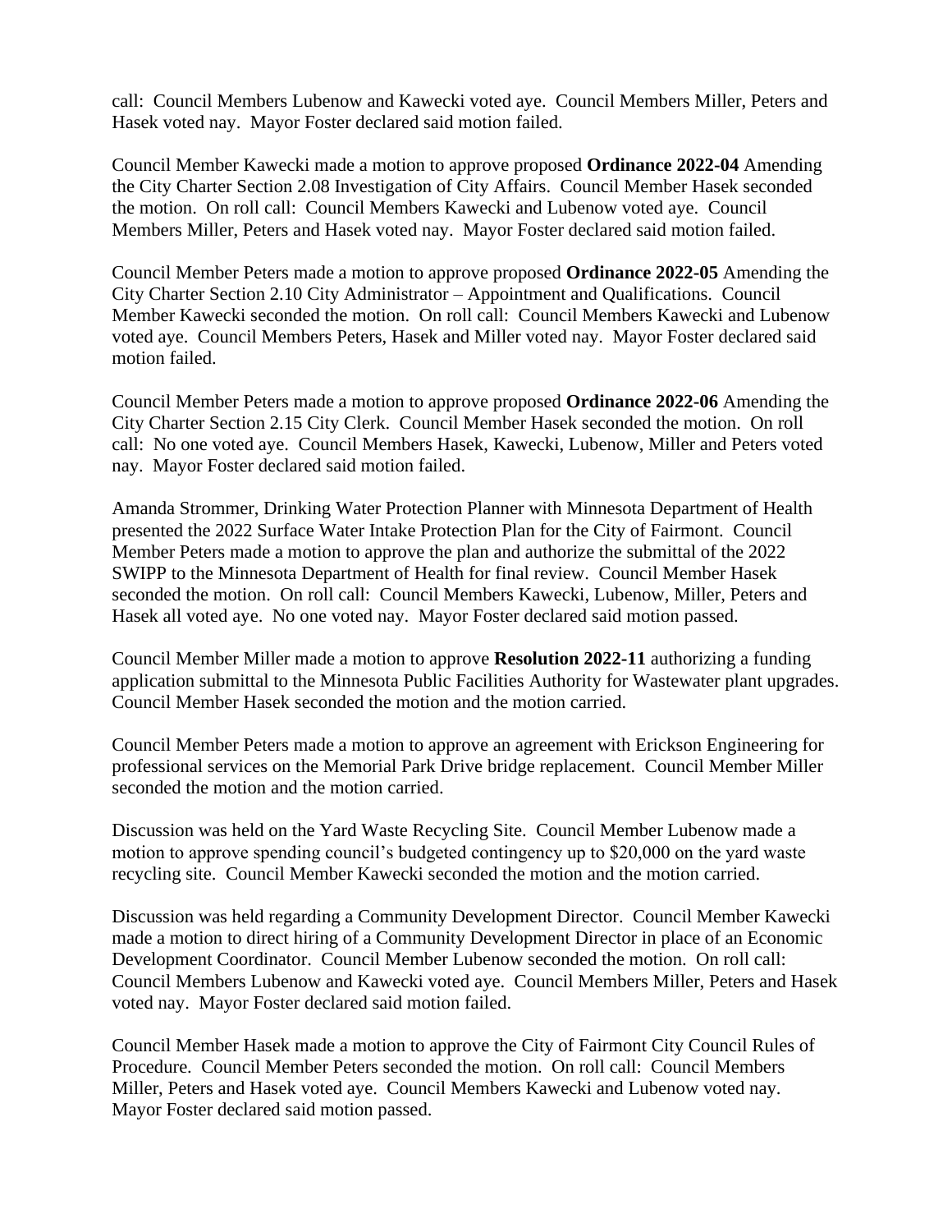call: Council Members Lubenow and Kawecki voted aye. Council Members Miller, Peters and Hasek voted nay. Mayor Foster declared said motion failed.

Council Member Kawecki made a motion to approve proposed **Ordinance 2022-04** Amending the City Charter Section 2.08 Investigation of City Affairs. Council Member Hasek seconded the motion. On roll call: Council Members Kawecki and Lubenow voted aye. Council Members Miller, Peters and Hasek voted nay. Mayor Foster declared said motion failed.

Council Member Peters made a motion to approve proposed **Ordinance 2022-05** Amending the City Charter Section 2.10 City Administrator – Appointment and Qualifications. Council Member Kawecki seconded the motion. On roll call: Council Members Kawecki and Lubenow voted aye. Council Members Peters, Hasek and Miller voted nay. Mayor Foster declared said motion failed.

Council Member Peters made a motion to approve proposed **Ordinance 2022-06** Amending the City Charter Section 2.15 City Clerk. Council Member Hasek seconded the motion. On roll call: No one voted aye. Council Members Hasek, Kawecki, Lubenow, Miller and Peters voted nay. Mayor Foster declared said motion failed.

Amanda Strommer, Drinking Water Protection Planner with Minnesota Department of Health presented the 2022 Surface Water Intake Protection Plan for the City of Fairmont. Council Member Peters made a motion to approve the plan and authorize the submittal of the 2022 SWIPP to the Minnesota Department of Health for final review. Council Member Hasek seconded the motion. On roll call: Council Members Kawecki, Lubenow, Miller, Peters and Hasek all voted aye. No one voted nay. Mayor Foster declared said motion passed.

Council Member Miller made a motion to approve **Resolution 2022-11** authorizing a funding application submittal to the Minnesota Public Facilities Authority for Wastewater plant upgrades. Council Member Hasek seconded the motion and the motion carried.

Council Member Peters made a motion to approve an agreement with Erickson Engineering for professional services on the Memorial Park Drive bridge replacement. Council Member Miller seconded the motion and the motion carried.

Discussion was held on the Yard Waste Recycling Site. Council Member Lubenow made a motion to approve spending council's budgeted contingency up to $20,000 on the yard waste recycling site. Council Member Kawecki seconded the motion and the motion carried.

Discussion was held regarding a Community Development Director. Council Member Kawecki made a motion to direct hiring of a Community Development Director in place of an Economic Development Coordinator. Council Member Lubenow seconded the motion. On roll call: Council Members Lubenow and Kawecki voted aye. Council Members Miller, Peters and Hasek voted nay. Mayor Foster declared said motion failed.

Council Member Hasek made a motion to approve the City of Fairmont City Council Rules of Procedure. Council Member Peters seconded the motion. On roll call: Council Members Miller, Peters and Hasek voted aye. Council Members Kawecki and Lubenow voted nay. Mayor Foster declared said motion passed.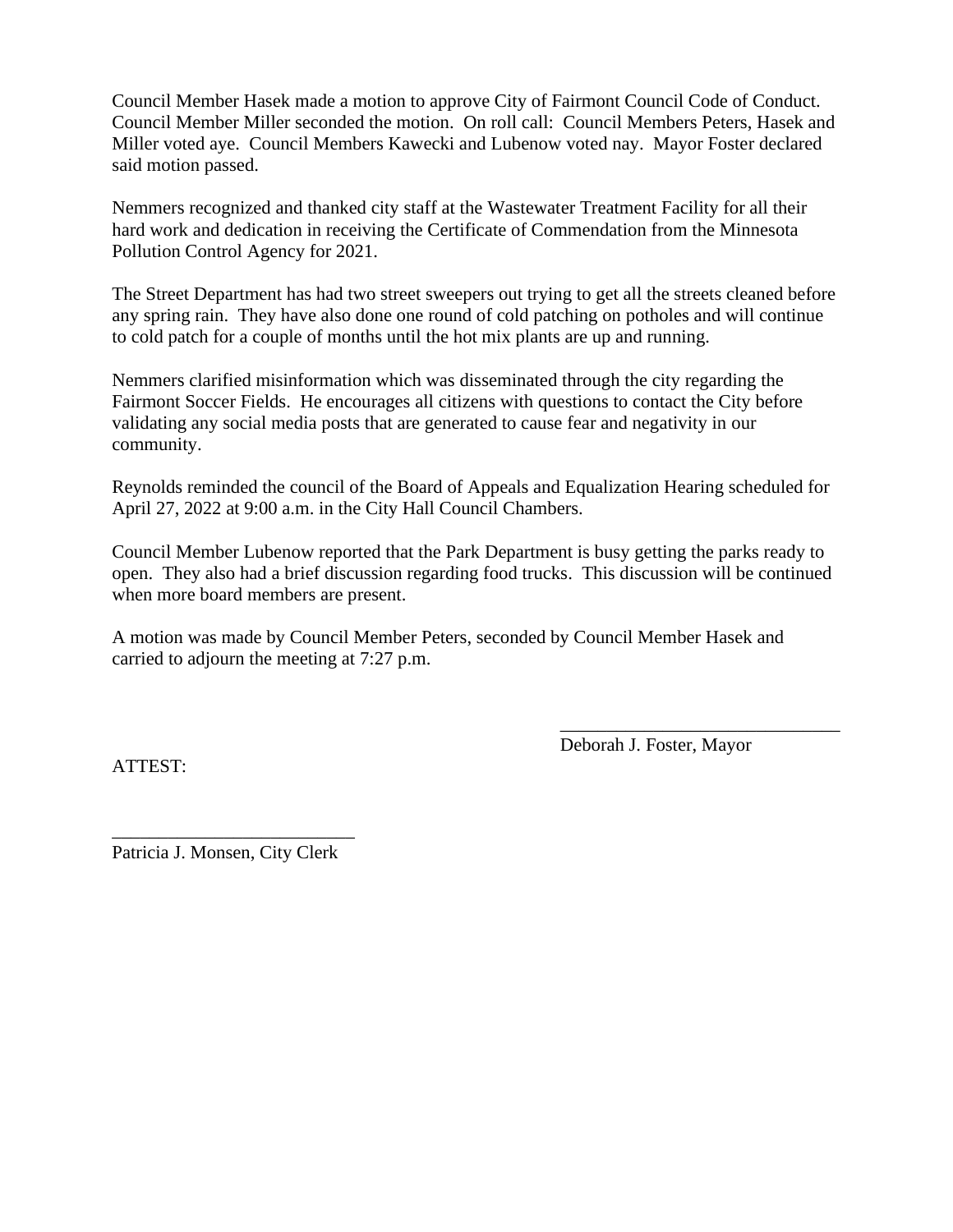Council Member Hasek made a motion to approve City of Fairmont Council Code of Conduct. Council Member Miller seconded the motion. On roll call: Council Members Peters, Hasek and Miller voted aye. Council Members Kawecki and Lubenow voted nay. Mayor Foster declared said motion passed.

Nemmers recognized and thanked city staff at the Wastewater Treatment Facility for all their hard work and dedication in receiving the Certificate of Commendation from the Minnesota Pollution Control Agency for 2021.

The Street Department has had two street sweepers out trying to get all the streets cleaned before any spring rain. They have also done one round of cold patching on potholes and will continue to cold patch for a couple of months until the hot mix plants are up and running.

Nemmers clarified misinformation which was disseminated through the city regarding the Fairmont Soccer Fields. He encourages all citizens with questions to contact the City before validating any social media posts that are generated to cause fear and negativity in our community.

Reynolds reminded the council of the Board of Appeals and Equalization Hearing scheduled for April 27, 2022 at 9:00 a.m. in the City Hall Council Chambers.

Council Member Lubenow reported that the Park Department is busy getting the parks ready to open. They also had a brief discussion regarding food trucks. This discussion will be continued when more board members are present.

A motion was made by Council Member Peters, seconded by Council Member Hasek and carried to adjourn the meeting at 7:27 p.m.

\_\_\_\_\_\_\_\_\_\_\_\_\_\_\_\_\_\_\_\_\_\_\_\_\_\_\_\_\_\_\_
Deborah J. Foster, Mayor

ATTEST:

\_\_\_\_\_\_\_\_\_\_\_\_\_\_\_\_\_\_\_\_\_\_\_\_\_\_
Patricia J. Monsen, City Clerk